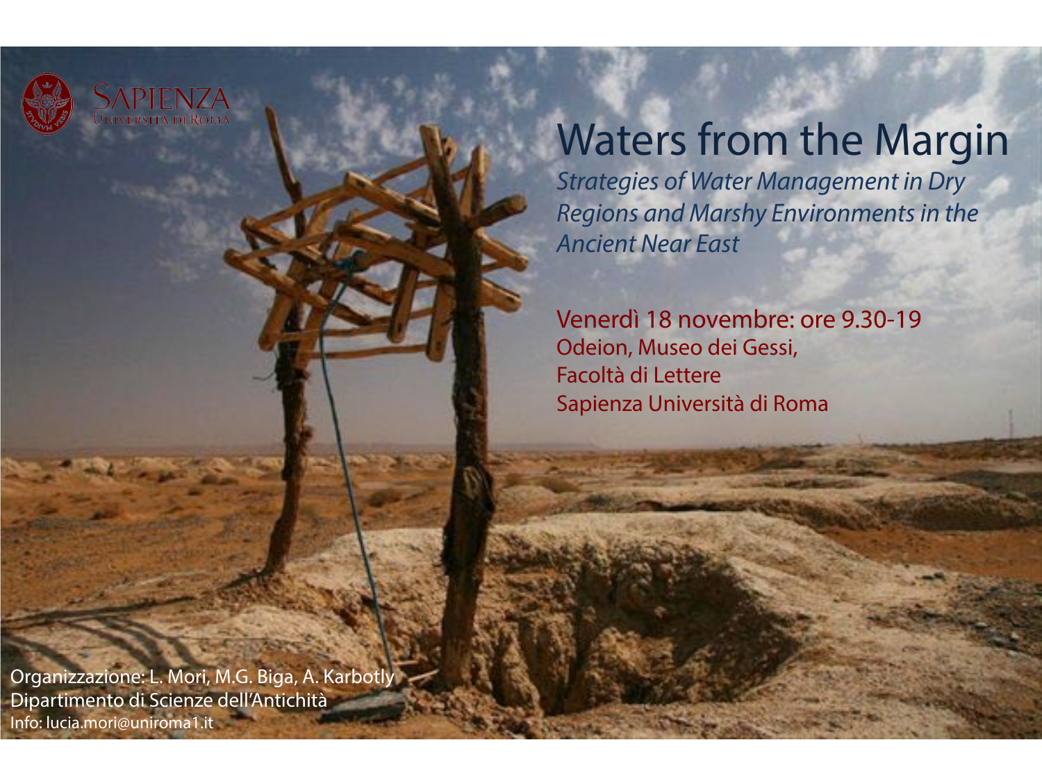SAPIENZA
UNIVERSITÀ DI ROMA

# Waters from the Margin

*Strategies of Water Management in Dry Regions and Marshy Environments in the Ancient Near East*

Venerdì 18 novembre: ore 9.30-19
Odeion, Museo dei Gessi,
Facoltà di Lettere
Sapienza Università di Roma

Organizzazione: L. Mori, M.G. Biga, A. Karbotly
Dipartimento di Scienze dell'Antichità
Info: lucia.mori@uniroma1.it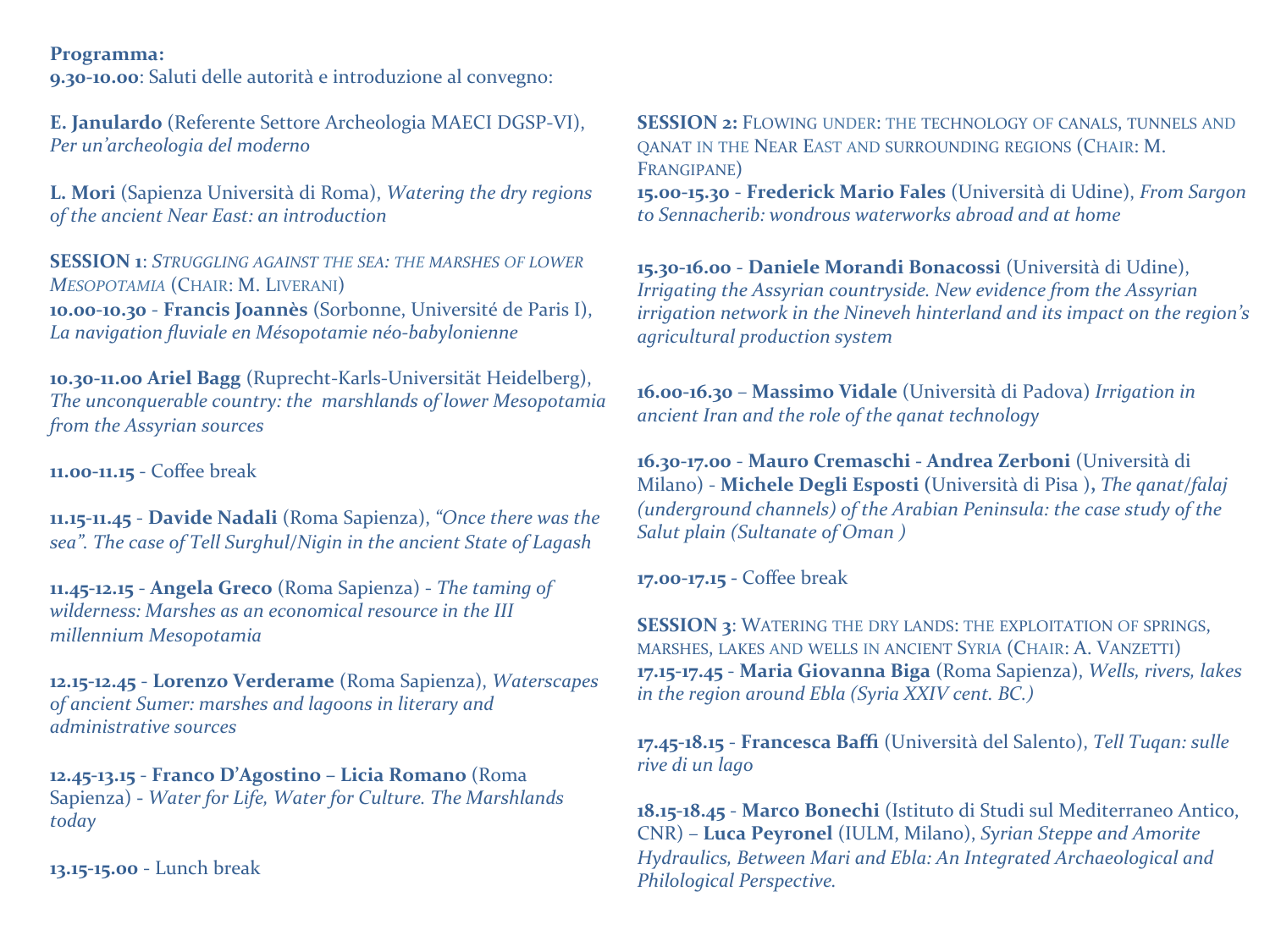**Programma:**
**9.30-10.00**: Saluti delle autorità e introduzione al convegno:

**E. Janulardo** (Referente Settore Archeologia MAECI DGSP-VI), *Per un'archeologia del moderno*

**L. Mori** (Sapienza Università di Roma), *Watering the dry regions of the ancient Near East: an introduction*

**SESSION 1**: *STRUGGLING AGAINST THE SEA: THE MARSHES OF LOWER MESOPOTAMIA* (CHAIR: M. LIVERANI)
**10.00-10.30** - **Francis Joannès** (Sorbonne, Université de Paris I), *La navigation fluviale en Mésopotamie néo-babylonienne*

**10.30-11.00 Ariel Bagg** (Ruprecht-Karls-Universität Heidelberg), *The unconquerable country: the marshlands of lower Mesopotamia from the Assyrian sources*

**11.00-11.15** - Coffee break

**11.15-11.45** - **Davide Nadali** (Roma Sapienza), *"Once there was the sea". The case of Tell Surghul/Nigin in the ancient State of Lagash*

**11.45-12.15** - **Angela Greco** (Roma Sapienza) - *The taming of wilderness: Marshes as an economical resource in the III millennium Mesopotamia*

**12.15-12.45** - **Lorenzo Verderame** (Roma Sapienza), *Waterscapes of ancient Sumer: marshes and lagoons in literary and administrative sources*

**12.45-13.15** - **Franco D'Agostino** – **Licia Romano** (Roma Sapienza) - *Water for Life, Water for Culture. The Marshlands today*

**13.15-15.00** - Lunch break

**SESSION 2:** FLOWING UNDER: THE TECHNOLOGY OF CANALS, TUNNELS AND QANAT IN THE NEAR EAST AND SURROUNDING REGIONS (CHAIR: M. FRANGIPANE)
**15.00-15.30** - **Frederick Mario Fales** (Università di Udine), *From Sargon to Sennacherib: wondrous waterworks abroad and at home*

**15.30-16.00** - **Daniele Morandi Bonacossi** (Università di Udine), *Irrigating the Assyrian countryside. New evidence from the Assyrian irrigation network in the Nineveh hinterland and its impact on the region's agricultural production system*

**16.00-16.30** – **Massimo Vidale** (Università di Padova) *Irrigation in ancient Iran and the role of the qanat technology*

**16.30-17.00** - **Mauro Cremaschi** - **Andrea Zerboni** (Università di Milano) - **Michele Degli Esposti** (Università di Pisa )**,** *The qanat/falaj (underground channels) of the Arabian Peninsula: the case study of the Salut plain (Sultanate of Oman )*

**17.00-17.15** - Coffee break

**SESSION 3**: WATERING THE DRY LANDS: THE EXPLOITATION OF SPRINGS, MARSHES, LAKES AND WELLS IN ANCIENT SYRIA (CHAIR: A. VANZETTI)
**17.15-17.45** - **Maria Giovanna Biga** (Roma Sapienza), *Wells, rivers, lakes in the region around Ebla (Syria XXIV cent. BC.)*

**17.45-18.15** - **Francesca Baffi** (Università del Salento), *Tell Tuqan: sulle rive di un lago*

**18.15-18.45** - **Marco Bonechi** (Istituto di Studi sul Mediterraneo Antico, CNR) – **Luca Peyronel** (IULM, Milano), *Syrian Steppe and Amorite Hydraulics, Between Mari and Ebla: An Integrated Archaeological and Philological Perspective.*